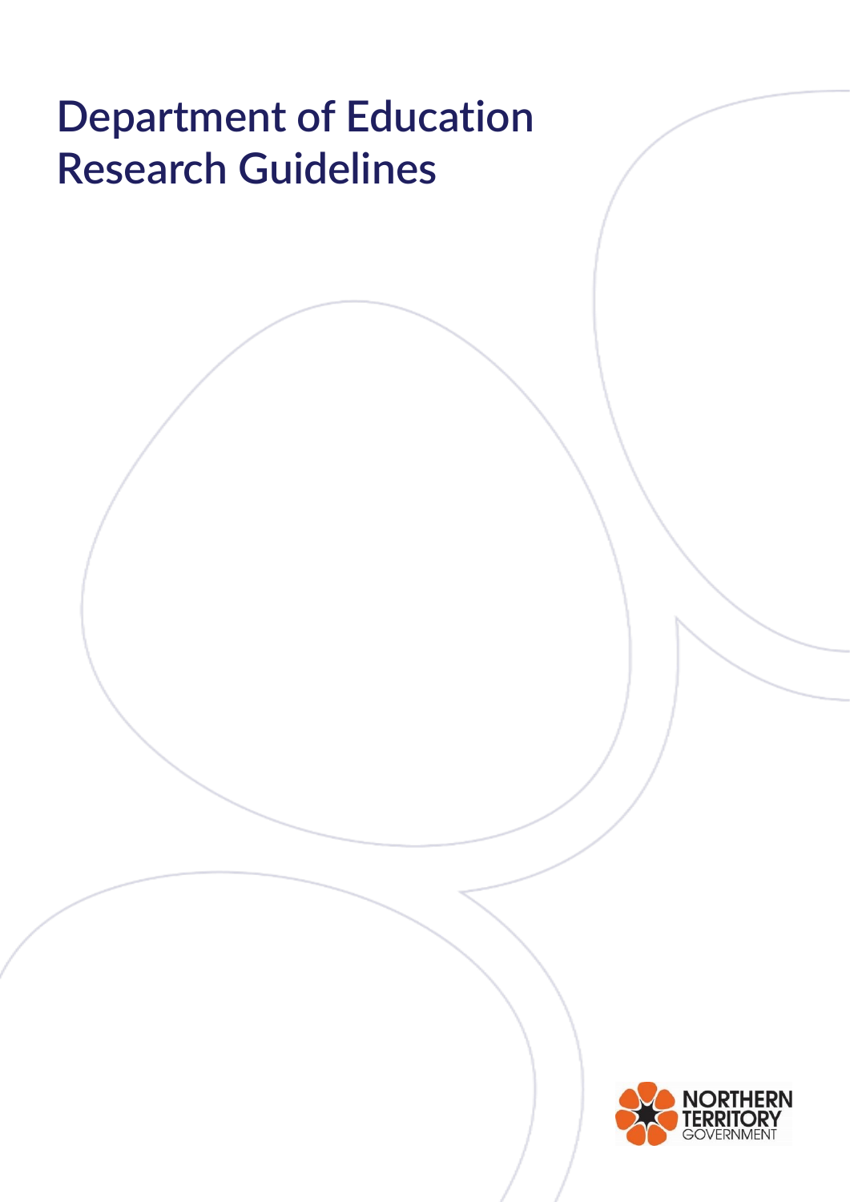# Department of Education Research Guidelines

NORTHERN TERRITORY GOVERNMENT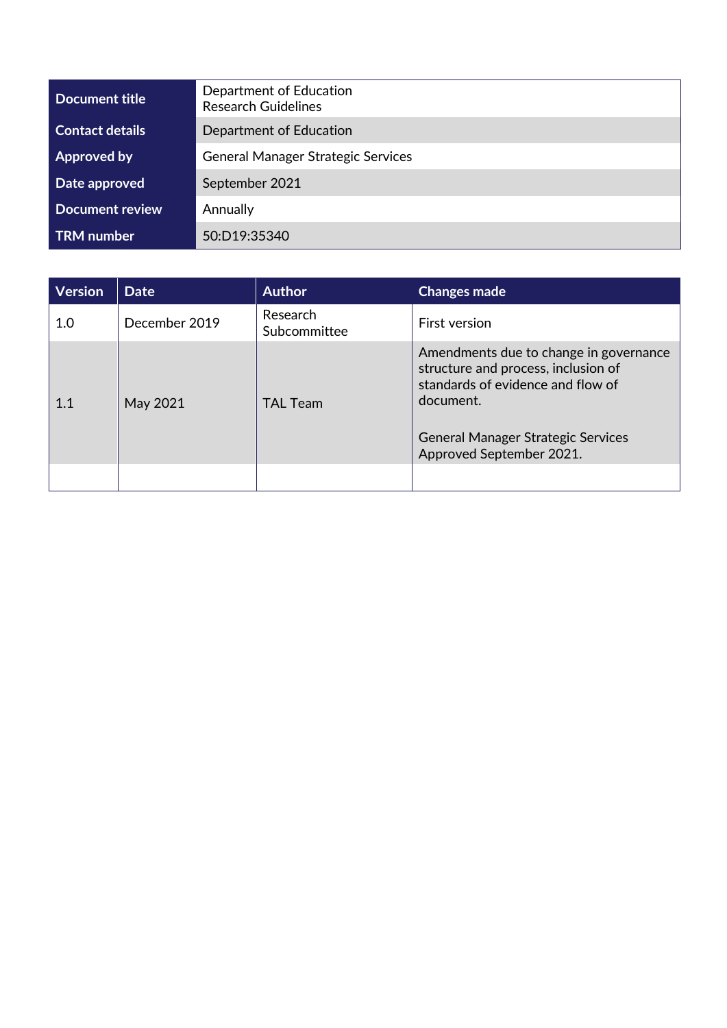| Document title | Department of Education Research Guidelines |
| --- | --- |
| Contact details | Department of Education |
| Approved by | General Manager Strategic Services |
| Date approved | September 2021 |
| Document review | Annually |
| TRM number | 50:D19:35340 |

| Version | Date | Author | Changes made |
| --- | --- | --- | --- |
| 1.0 | December 2019 | Research Subcommittee | First version |
| 1.1 | May 2021 | TAL Team | Amendments due to change in governance structure and process, inclusion of standards of evidence and flow of document.<br><br>General Manager Strategic Services Approved September 2021. |
| | | | |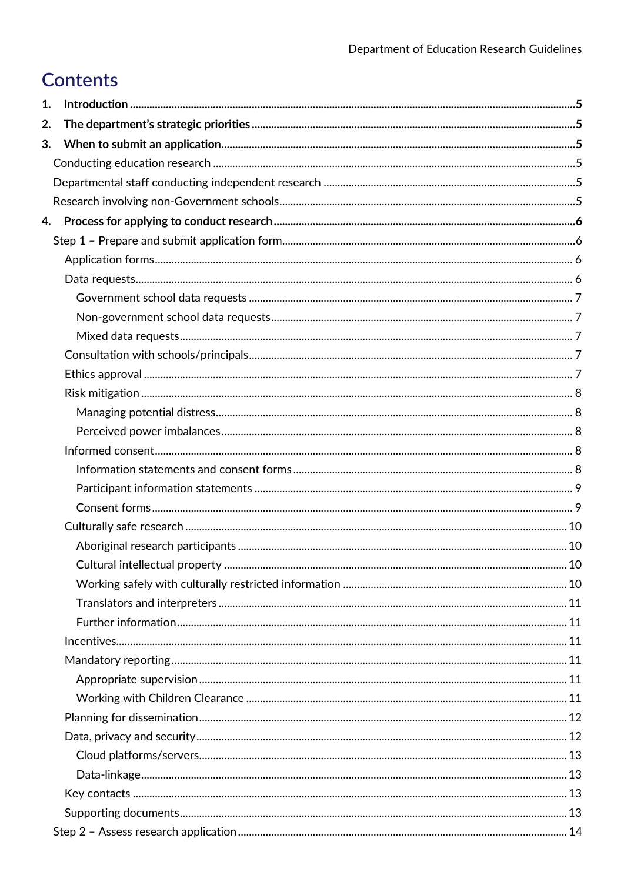# Contents

1. **Introduction** 5
2. **The department's strategic priorities** 5
3. **When to submit an application** 5
   - Conducting education research 5
   - Departmental staff conducting independent research 5
   - Research involving non-Government schools 5
4. **Process for applying to conduct research** 6
   - Step 1 – Prepare and submit application form 6
     - Application forms 6
     - Data requests 6
       - Government school data requests 7
       - Non-government school data requests 7
       - Mixed data requests 7
     - Consultation with schools/principals 7
     - Ethics approval 7
     - Risk mitigation 8
       - Managing potential distress 8
       - Perceived power imbalances 8
     - Informed consent 8
       - Information statements and consent forms 8
       - Participant information statements 9
       - Consent forms 9
     - Culturally safe research 10
       - Aboriginal research participants 10
       - Cultural intellectual property 10
       - Working safely with culturally restricted information 10
       - Translators and interpreters 11
       - Further information 11
     - Incentives 11
     - Mandatory reporting 11
       - Appropriate supervision 11
       - Working with Children Clearance 11
     - Planning for dissemination 12
     - Data, privacy and security 12
       - Cloud platforms/servers 13
       - Data-linkage 13
     - Key contacts 13
     - Supporting documents 13
   - Step 2 – Assess research application 14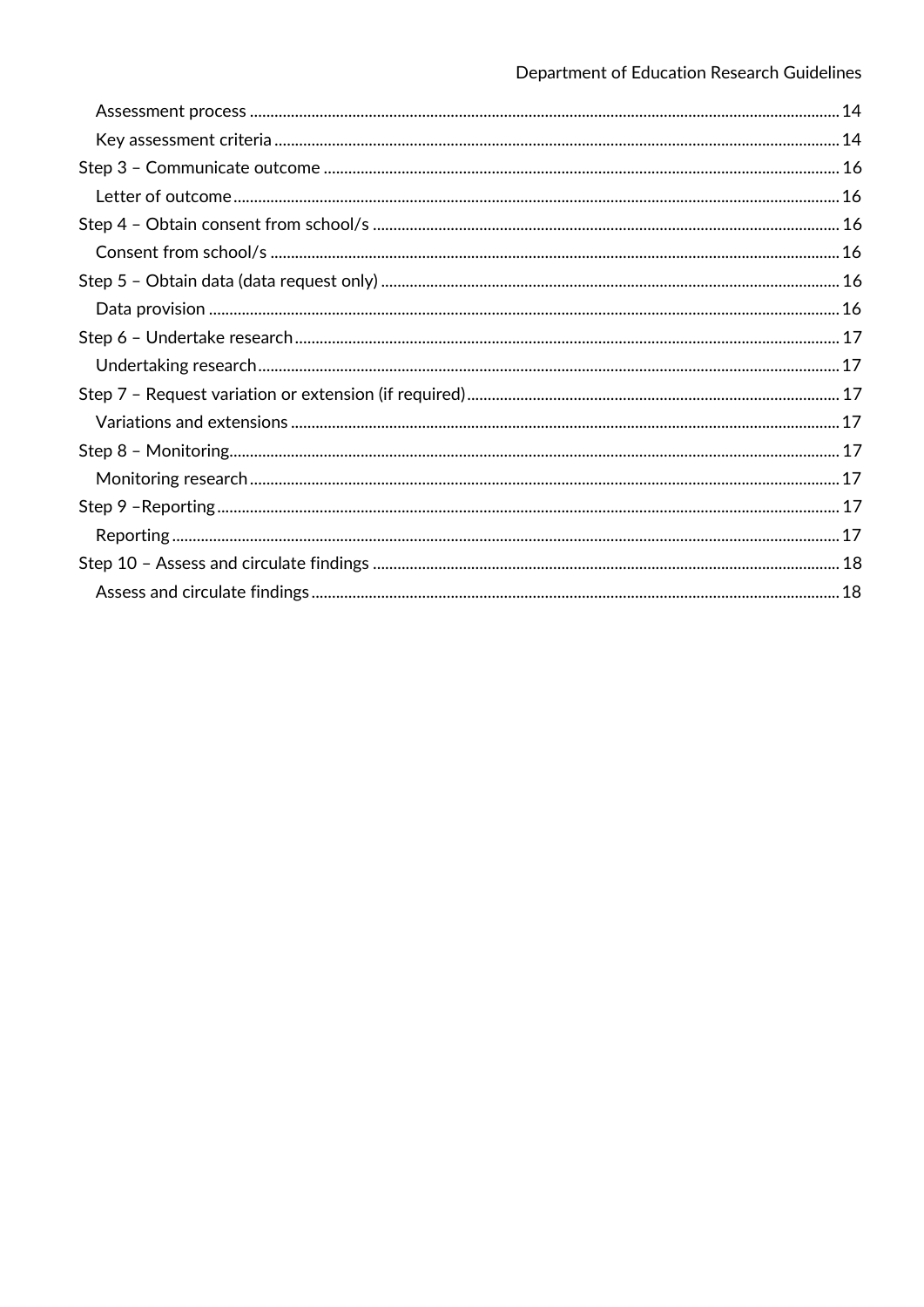Assessment process ........................................................................................................................................ 14

Key assessment criteria .................................................................................................................................. 14

Step 3 – Communicate outcome ..................................................................................................................... 16

Letter of outcome ............................................................................................................................................. 16

Step 4 – Obtain consent from school/s ......................................................................................................... 16

Consent from school/s .................................................................................................................................... 16

Step 5 – Obtain data (data request only) ...................................................................................................... 16

Data provision .................................................................................................................................................... 16

Step 6 – Undertake research ............................................................................................................................ 17

Undertaking research ........................................................................................................................................ 17

Step 7 – Request variation or extension (if required) ................................................................................ 17

Variations and extensions ................................................................................................................................ 17

Step 8 – Monitoring ............................................................................................................................................ 17

Monitoring research .......................................................................................................................................... 17

Step 9 –Reporting ............................................................................................................................................... 17

Reporting ............................................................................................................................................................. 17

Step 10 – Assess and circulate findings ......................................................................................................... 18

Assess and circulate findings ........................................................................................................................... 18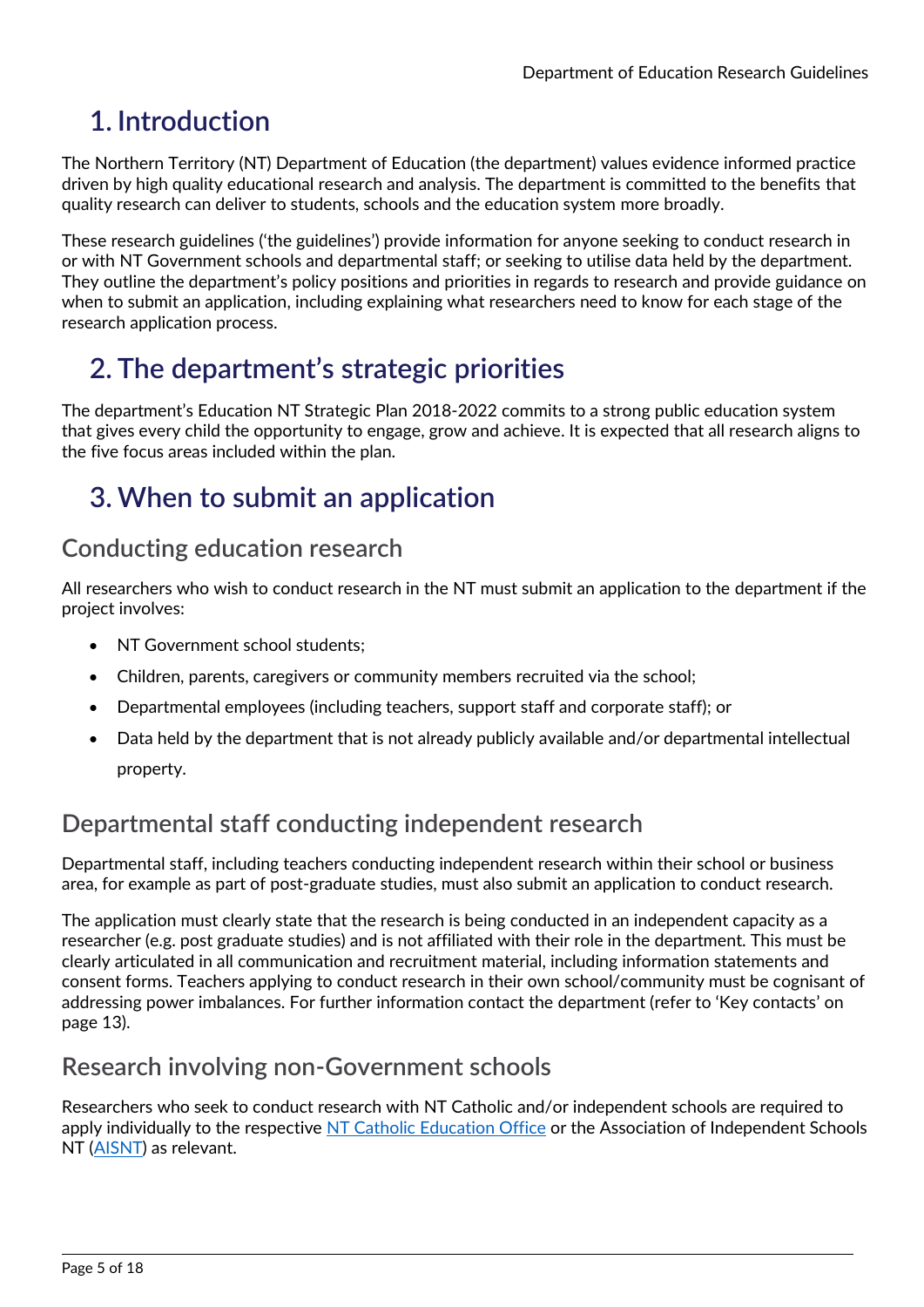# 1. Introduction

The Northern Territory (NT) Department of Education (the department) values evidence informed practice driven by high quality educational research and analysis. The department is committed to the benefits that quality research can deliver to students, schools and the education system more broadly.

These research guidelines ('the guidelines') provide information for anyone seeking to conduct research in or with NT Government schools and departmental staff; or seeking to utilise data held by the department. They outline the department's policy positions and priorities in regards to research and provide guidance on when to submit an application, including explaining what researchers need to know for each stage of the research application process.

# 2. The department's strategic priorities

The department's Education NT Strategic Plan 2018-2022 commits to a strong public education system that gives every child the opportunity to engage, grow and achieve. It is expected that all research aligns to the five focus areas included within the plan.

# 3. When to submit an application

## Conducting education research

All researchers who wish to conduct research in the NT must submit an application to the department if the project involves:

- NT Government school students;
- Children, parents, caregivers or community members recruited via the school;
- Departmental employees (including teachers, support staff and corporate staff); or
- Data held by the department that is not already publicly available and/or departmental intellectual property.

## Departmental staff conducting independent research

Departmental staff, including teachers conducting independent research within their school or business area, for example as part of post-graduate studies, must also submit an application to conduct research.

The application must clearly state that the research is being conducted in an independent capacity as a researcher (e.g. post graduate studies) and is not affiliated with their role in the department. This must be clearly articulated in all communication and recruitment material, including information statements and consent forms. Teachers applying to conduct research in their own school/community must be cognisant of addressing power imbalances. For further information contact the department (refer to 'Key contacts' on page 13).

## Research involving non-Government schools

Researchers who seek to conduct research with NT Catholic and/or independent schools are required to apply individually to the respective NT Catholic Education Office or the Association of Independent Schools NT (AISNT) as relevant.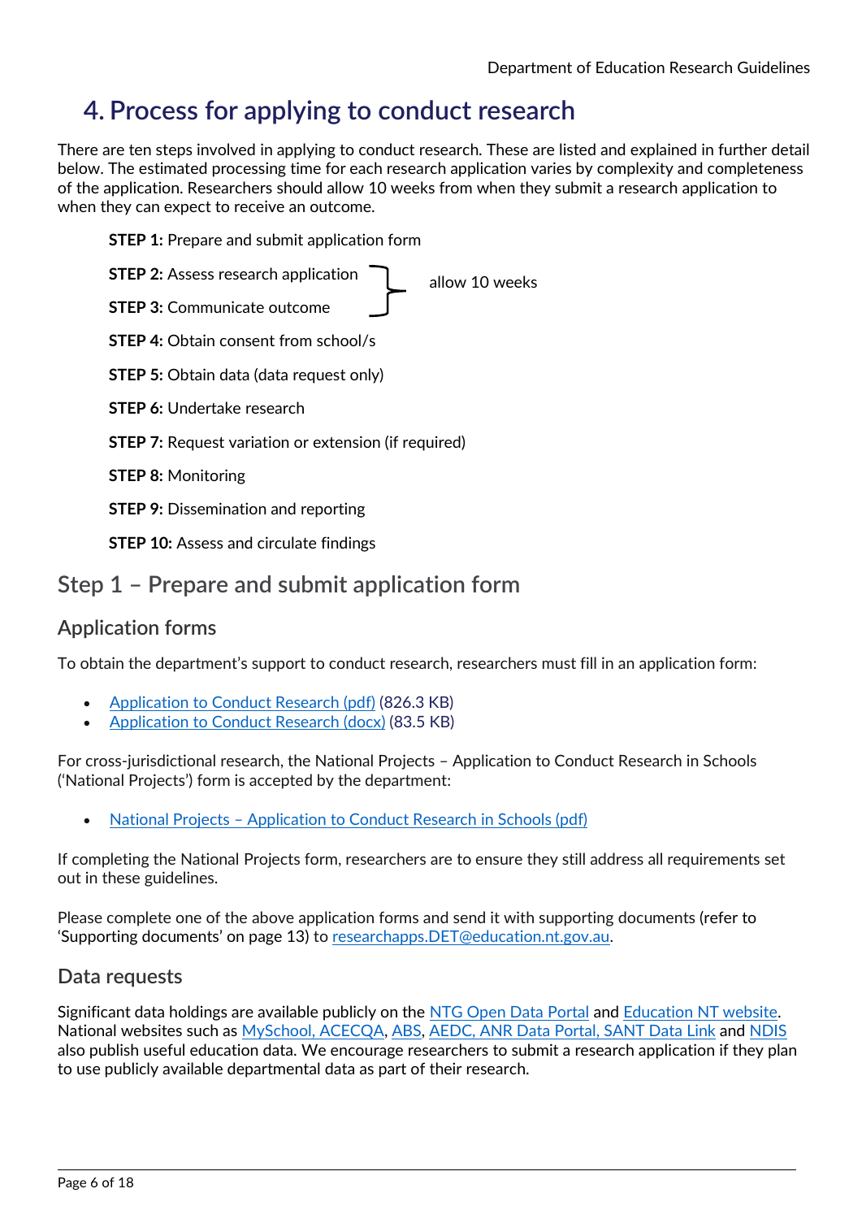# 4. Process for applying to conduct research

There are ten steps involved in applying to conduct research. These are listed and explained in further detail below. The estimated processing time for each research application varies by complexity and completeness of the application. Researchers should allow 10 weeks from when they submit a research application to when they can expect to receive an outcome.

**STEP 1:** Prepare and submit application form

**STEP 2:** Assess research application } allow 10 weeks

**STEP 3:** Communicate outcome } allow 10 weeks

**STEP 4:** Obtain consent from school/s

**STEP 5:** Obtain data (data request only)

**STEP 6:** Undertake research

**STEP 7:** Request variation or extension (if required)

**STEP 8:** Monitoring

**STEP 9:** Dissemination and reporting

**STEP 10:** Assess and circulate findings

## Step 1 – Prepare and submit application form

### Application forms

To obtain the department's support to conduct research, researchers must fill in an application form:

- Application to Conduct Research (pdf) (826.3 KB)
- Application to Conduct Research (docx) (83.5 KB)

For cross-jurisdictional research, the National Projects – Application to Conduct Research in Schools ('National Projects') form is accepted by the department:

- National Projects – Application to Conduct Research in Schools (pdf)

If completing the National Projects form, researchers are to ensure they still address all requirements set out in these guidelines.

Please complete one of the above application forms and send it with supporting documents (refer to 'Supporting documents' on page 13) to researchapps.DET@education.nt.gov.au.

### Data requests

Significant data holdings are available publicly on the NTG Open Data Portal and Education NT website. National websites such as MySchool, ACECQA, ABS, AEDC, ANR Data Portal, SANT Data Link and NDIS also publish useful education data. We encourage researchers to submit a research application if they plan to use publicly available departmental data as part of their research.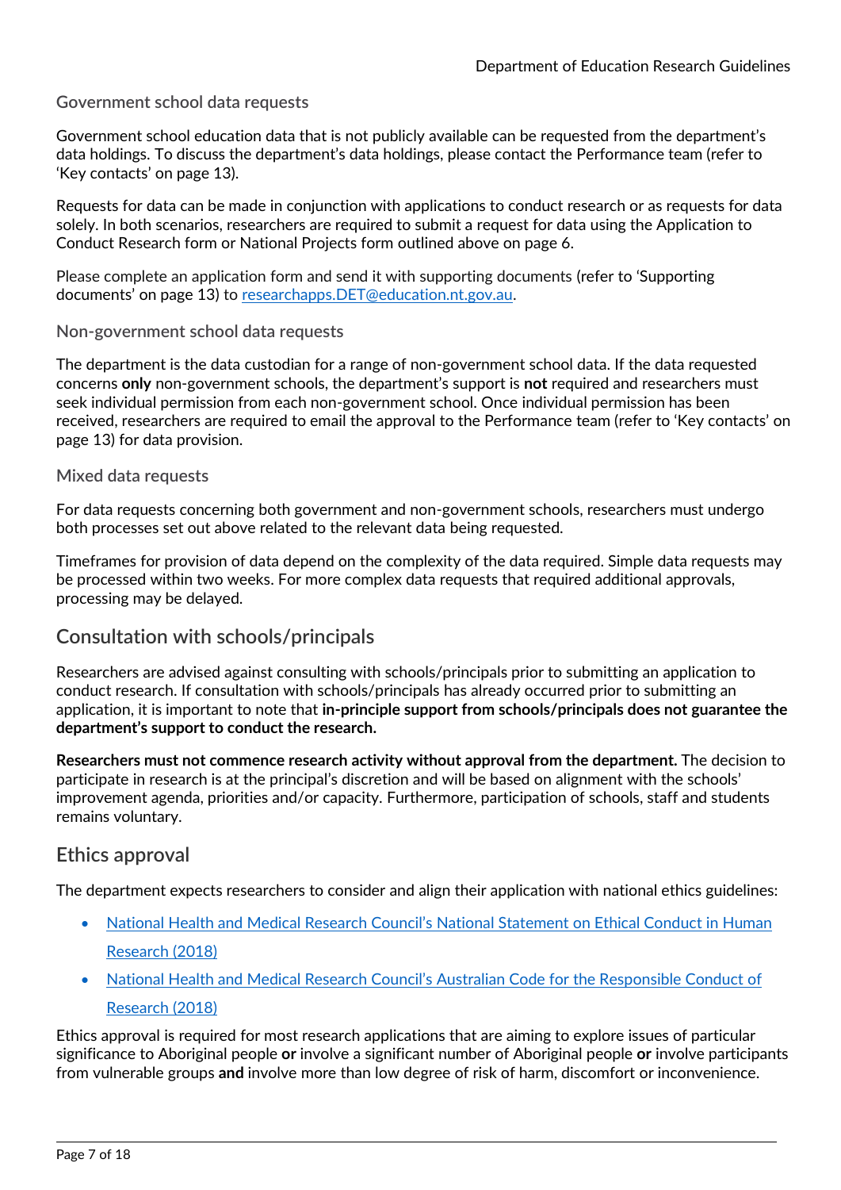### Government school data requests

Government school education data that is not publicly available can be requested from the department's data holdings. To discuss the department's data holdings, please contact the Performance team (refer to 'Key contacts' on page 13).

Requests for data can be made in conjunction with applications to conduct research or as requests for data solely. In both scenarios, researchers are required to submit a request for data using the Application to Conduct Research form or National Projects form outlined above on page 6.

Please complete an application form and send it with supporting documents (refer to 'Supporting documents' on page 13) to [researchapps.DET@education.nt.gov.au](mailto:researchapps.DET@education.nt.gov.au).

### Non-government school data requests

The department is the data custodian for a range of non-government school data. If the data requested concerns **only** non-government schools, the department's support is **not** required and researchers must seek individual permission from each non-government school. Once individual permission has been received, researchers are required to email the approval to the Performance team (refer to 'Key contacts' on page 13) for data provision.

### Mixed data requests

For data requests concerning both government and non-government schools, researchers must undergo both processes set out above related to the relevant data being requested.

Timeframes for provision of data depend on the complexity of the data required. Simple data requests may be processed within two weeks. For more complex data requests that required additional approvals, processing may be delayed.

## Consultation with schools/principals

Researchers are advised against consulting with schools/principals prior to submitting an application to conduct research. If consultation with schools/principals has already occurred prior to submitting an application, it is important to note that **in-principle support from schools/principals does not guarantee the department's support to conduct the research.**

**Researchers must not commence research activity without approval from the department.** The decision to participate in research is at the principal's discretion and will be based on alignment with the schools' improvement agenda, priorities and/or capacity. Furthermore, participation of schools, staff and students remains voluntary.

## Ethics approval

The department expects researchers to consider and align their application with national ethics guidelines:

- National Health and Medical Research Council's National Statement on Ethical Conduct in Human Research (2018)
- National Health and Medical Research Council's Australian Code for the Responsible Conduct of Research (2018)

Ethics approval is required for most research applications that are aiming to explore issues of particular significance to Aboriginal people **or** involve a significant number of Aboriginal people **or** involve participants from vulnerable groups **and** involve more than low degree of risk of harm, discomfort or inconvenience.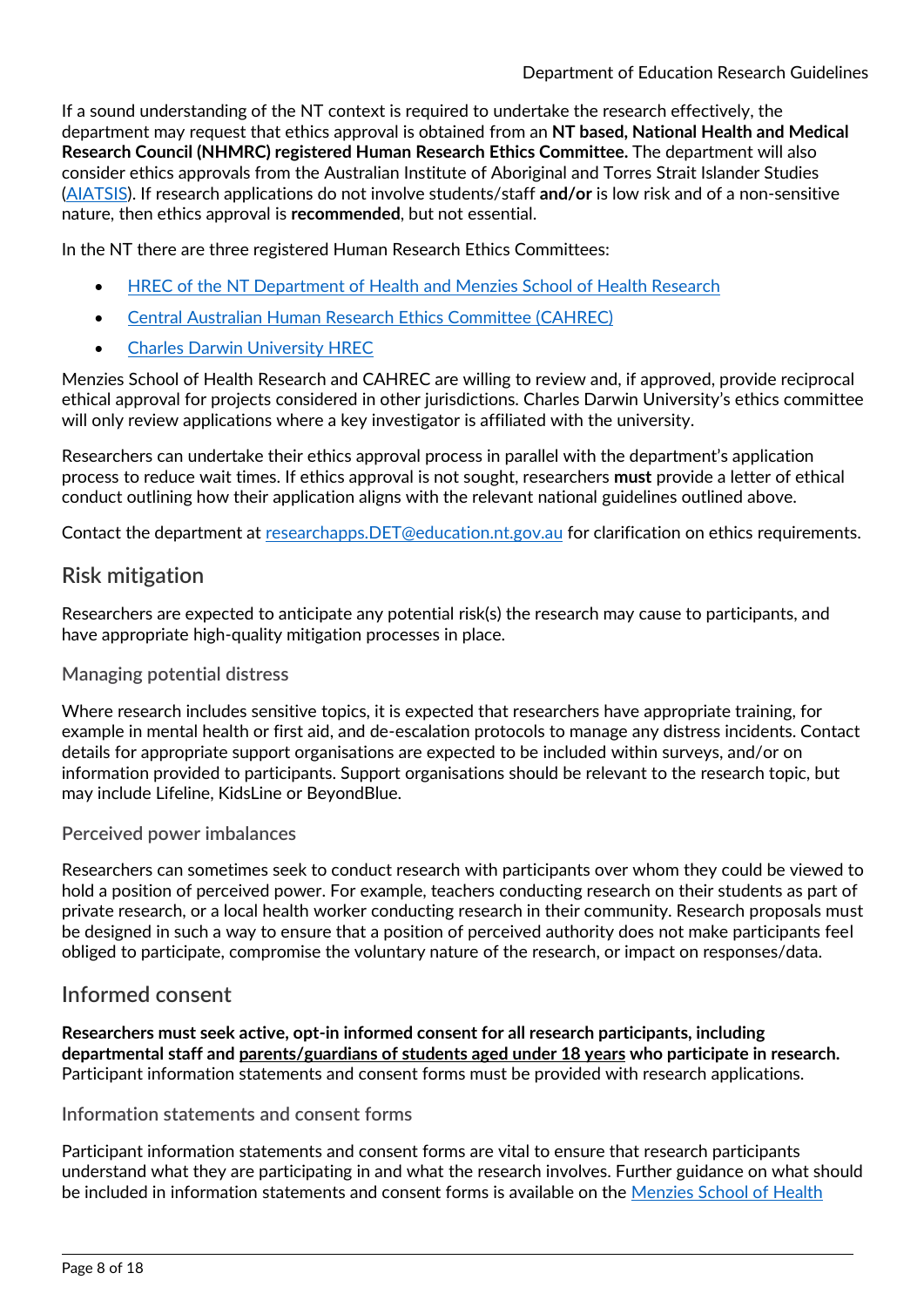If a sound understanding of the NT context is required to undertake the research effectively, the department may request that ethics approval is obtained from an **NT based, National Health and Medical Research Council (NHMRC) registered Human Research Ethics Committee.** The department will also consider ethics approvals from the Australian Institute of Aboriginal and Torres Strait Islander Studies (AIATSIS). If research applications do not involve students/staff **and/or** is low risk and of a non-sensitive nature, then ethics approval is **recommended**, but not essential.

In the NT there are three registered Human Research Ethics Committees:

- HREC of the NT Department of Health and Menzies School of Health Research
- Central Australian Human Research Ethics Committee (CAHREC)
- Charles Darwin University HREC

Menzies School of Health Research and CAHREC are willing to review and, if approved, provide reciprocal ethical approval for projects considered in other jurisdictions. Charles Darwin University's ethics committee will only review applications where a key investigator is affiliated with the university.

Researchers can undertake their ethics approval process in parallel with the department's application process to reduce wait times. If ethics approval is not sought, researchers **must** provide a letter of ethical conduct outlining how their application aligns with the relevant national guidelines outlined above.

Contact the department at researchapps.DET@education.nt.gov.au for clarification on ethics requirements.

## Risk mitigation

Researchers are expected to anticipate any potential risk(s) the research may cause to participants, and have appropriate high-quality mitigation processes in place.

### Managing potential distress

Where research includes sensitive topics, it is expected that researchers have appropriate training, for example in mental health or first aid, and de-escalation protocols to manage any distress incidents. Contact details for appropriate support organisations are expected to be included within surveys, and/or on information provided to participants. Support organisations should be relevant to the research topic, but may include Lifeline, KidsLine or BeyondBlue.

### Perceived power imbalances

Researchers can sometimes seek to conduct research with participants over whom they could be viewed to hold a position of perceived power. For example, teachers conducting research on their students as part of private research, or a local health worker conducting research in their community. Research proposals must be designed in such a way to ensure that a position of perceived authority does not make participants feel obliged to participate, compromise the voluntary nature of the research, or impact on responses/data.

## Informed consent

**Researchers must seek active, opt-in informed consent for all research participants, including departmental staff and parents/guardians of students aged under 18 years who participate in research.** Participant information statements and consent forms must be provided with research applications.

### Information statements and consent forms

Participant information statements and consent forms are vital to ensure that research participants understand what they are participating in and what the research involves. Further guidance on what should be included in information statements and consent forms is available on the Menzies School of Health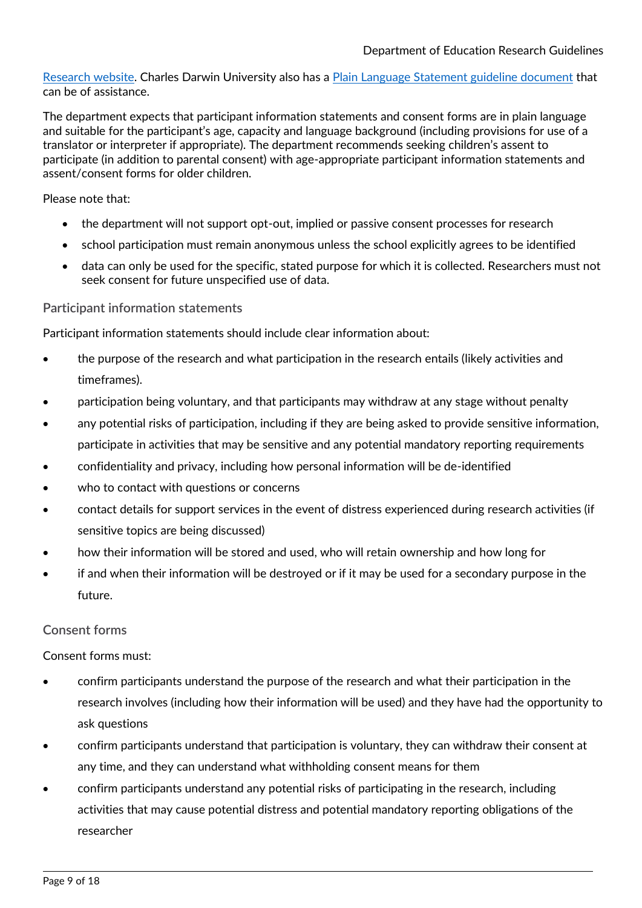Research website. Charles Darwin University also has a Plain Language Statement guideline document that can be of assistance.

The department expects that participant information statements and consent forms are in plain language and suitable for the participant's age, capacity and language background (including provisions for use of a translator or interpreter if appropriate). The department recommends seeking children's assent to participate (in addition to parental consent) with age-appropriate participant information statements and assent/consent forms for older children.

Please note that:

- the department will not support opt-out, implied or passive consent processes for research
- school participation must remain anonymous unless the school explicitly agrees to be identified
- data can only be used for the specific, stated purpose for which it is collected. Researchers must not seek consent for future unspecified use of data.

### Participant information statements

Participant information statements should include clear information about:

- the purpose of the research and what participation in the research entails (likely activities and timeframes).
- participation being voluntary, and that participants may withdraw at any stage without penalty
- any potential risks of participation, including if they are being asked to provide sensitive information, participate in activities that may be sensitive and any potential mandatory reporting requirements
- confidentiality and privacy, including how personal information will be de-identified
- who to contact with questions or concerns
- contact details for support services in the event of distress experienced during research activities (if sensitive topics are being discussed)
- how their information will be stored and used, who will retain ownership and how long for
- if and when their information will be destroyed or if it may be used for a secondary purpose in the future.

### Consent forms

Consent forms must:

- confirm participants understand the purpose of the research and what their participation in the research involves (including how their information will be used) and they have had the opportunity to ask questions
- confirm participants understand that participation is voluntary, they can withdraw their consent at any time, and they can understand what withholding consent means for them
- confirm participants understand any potential risks of participating in the research, including activities that may cause potential distress and potential mandatory reporting obligations of the researcher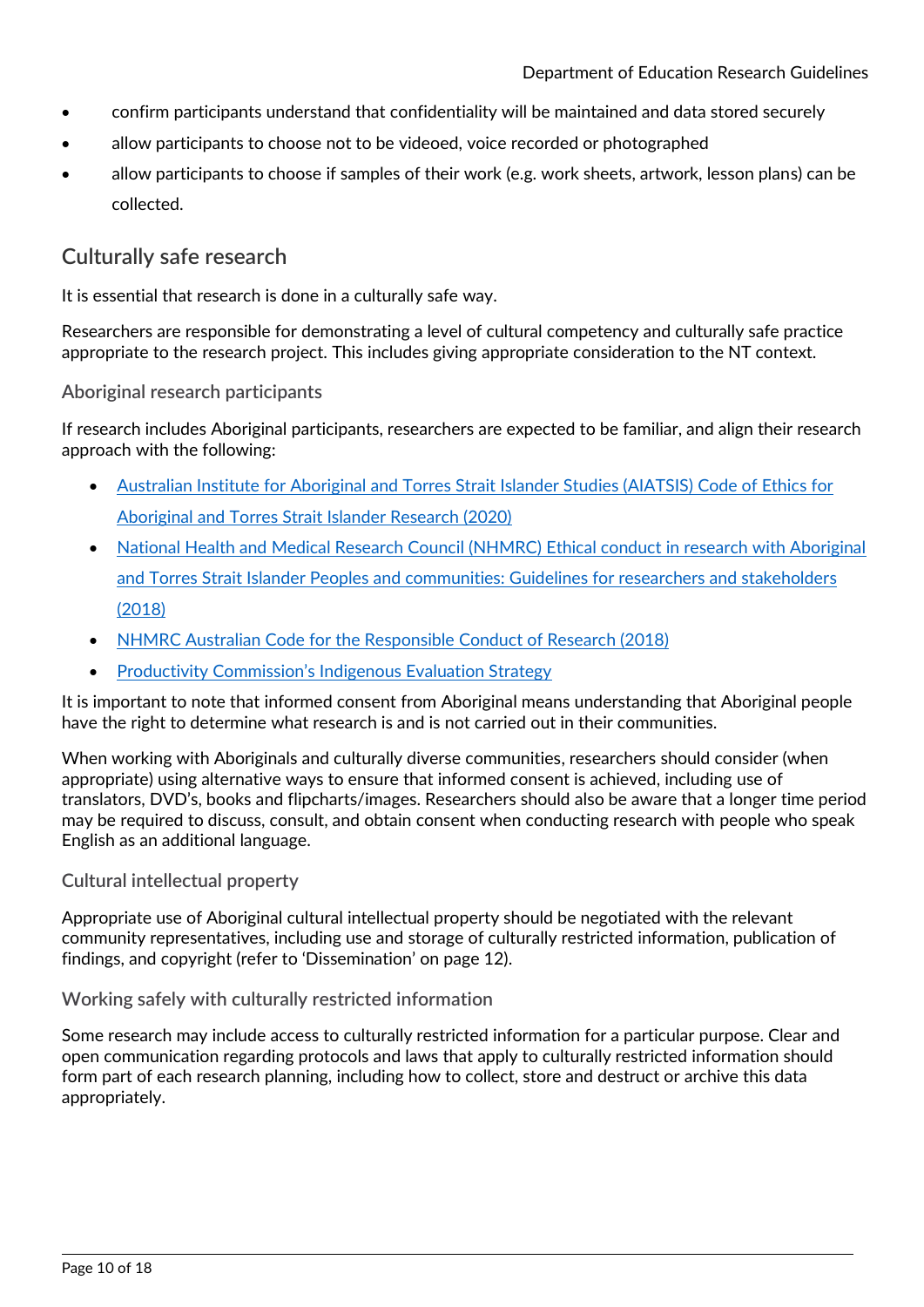- confirm participants understand that confidentiality will be maintained and data stored securely
- allow participants to choose not to be videoed, voice recorded or photographed
- allow participants to choose if samples of their work (e.g. work sheets, artwork, lesson plans) can be collected.

## Culturally safe research

It is essential that research is done in a culturally safe way.

Researchers are responsible for demonstrating a level of cultural competency and culturally safe practice appropriate to the research project. This includes giving appropriate consideration to the NT context.

### Aboriginal research participants

If research includes Aboriginal participants, researchers are expected to be familiar, and align their research approach with the following:

- Australian Institute for Aboriginal and Torres Strait Islander Studies (AIATSIS) Code of Ethics for Aboriginal and Torres Strait Islander Research (2020)
- National Health and Medical Research Council (NHMRC) Ethical conduct in research with Aboriginal and Torres Strait Islander Peoples and communities: Guidelines for researchers and stakeholders (2018)
- NHMRC Australian Code for the Responsible Conduct of Research (2018)
- Productivity Commission's Indigenous Evaluation Strategy

It is important to note that informed consent from Aboriginal means understanding that Aboriginal people have the right to determine what research is and is not carried out in their communities.

When working with Aboriginals and culturally diverse communities, researchers should consider (when appropriate) using alternative ways to ensure that informed consent is achieved, including use of translators, DVD's, books and flipcharts/images. Researchers should also be aware that a longer time period may be required to discuss, consult, and obtain consent when conducting research with people who speak English as an additional language.

### Cultural intellectual property

Appropriate use of Aboriginal cultural intellectual property should be negotiated with the relevant community representatives, including use and storage of culturally restricted information, publication of findings, and copyright (refer to 'Dissemination' on page 12).

### Working safely with culturally restricted information

Some research may include access to culturally restricted information for a particular purpose. Clear and open communication regarding protocols and laws that apply to culturally restricted information should form part of each research planning, including how to collect, store and destruct or archive this data appropriately.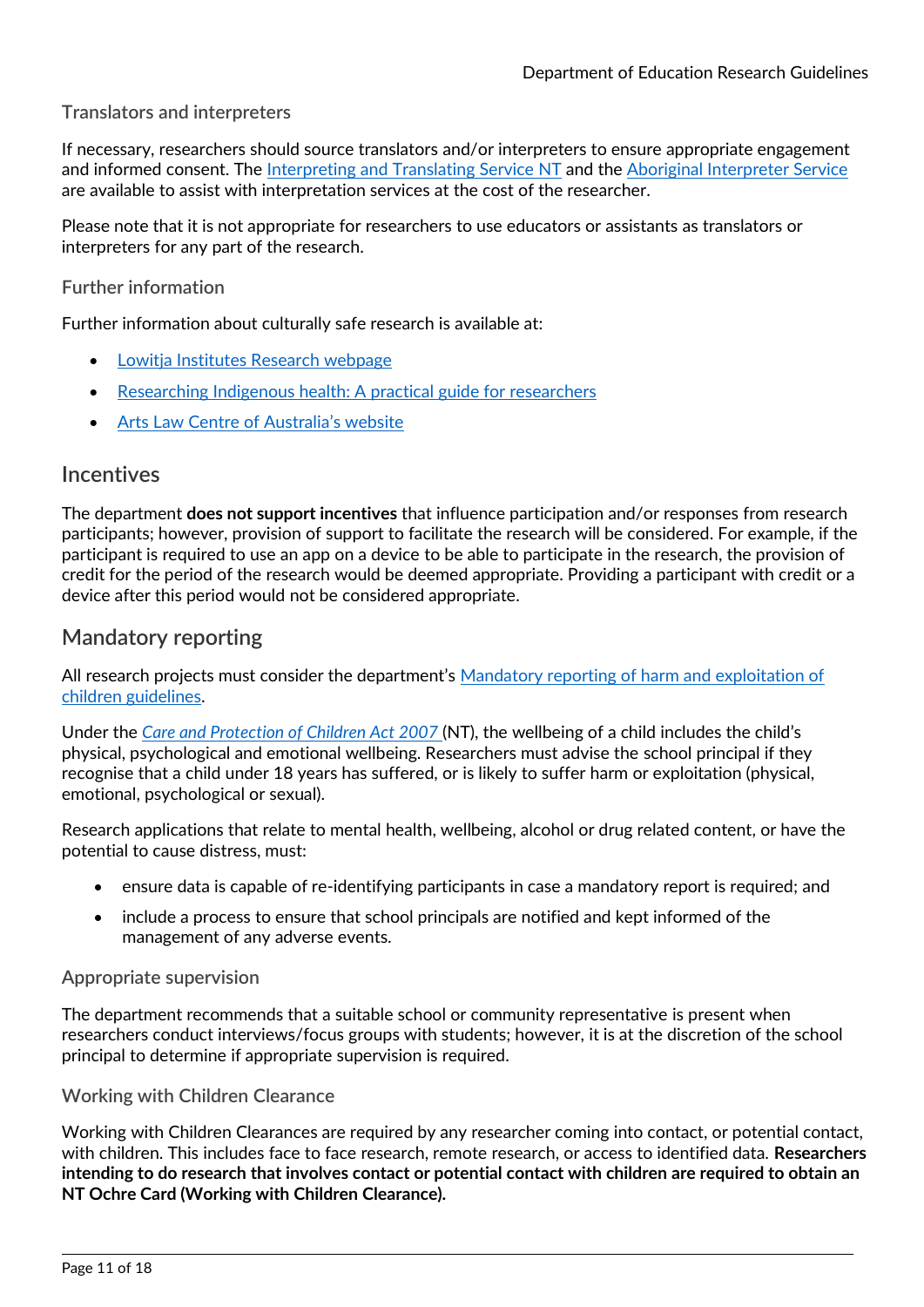### Translators and interpreters

If necessary, researchers should source translators and/or interpreters to ensure appropriate engagement and informed consent. The Interpreting and Translating Service NT and the Aboriginal Interpreter Service are available to assist with interpretation services at the cost of the researcher.

Please note that it is not appropriate for researchers to use educators or assistants as translators or interpreters for any part of the research.

### Further information

Further information about culturally safe research is available at:

- Lowitja Institutes Research webpage
- Researching Indigenous health: A practical guide for researchers
- Arts Law Centre of Australia's website

## Incentives

The department **does not support incentives** that influence participation and/or responses from research participants; however, provision of support to facilitate the research will be considered. For example, if the participant is required to use an app on a device to be able to participate in the research, the provision of credit for the period of the research would be deemed appropriate. Providing a participant with credit or a device after this period would not be considered appropriate.

## Mandatory reporting

All research projects must consider the department's Mandatory reporting of harm and exploitation of children guidelines.

Under the *Care and Protection of Children Act 2007* (NT), the wellbeing of a child includes the child's physical, psychological and emotional wellbeing. Researchers must advise the school principal if they recognise that a child under 18 years has suffered, or is likely to suffer harm or exploitation (physical, emotional, psychological or sexual).

Research applications that relate to mental health, wellbeing, alcohol or drug related content, or have the potential to cause distress, must:

- ensure data is capable of re-identifying participants in case a mandatory report is required; and
- include a process to ensure that school principals are notified and kept informed of the management of any adverse events.

### Appropriate supervision

The department recommends that a suitable school or community representative is present when researchers conduct interviews/focus groups with students; however, it is at the discretion of the school principal to determine if appropriate supervision is required.

### Working with Children Clearance

Working with Children Clearances are required by any researcher coming into contact, or potential contact, with children. This includes face to face research, remote research, or access to identified data. **Researchers intending to do research that involves contact or potential contact with children are required to obtain an NT Ochre Card (Working with Children Clearance).**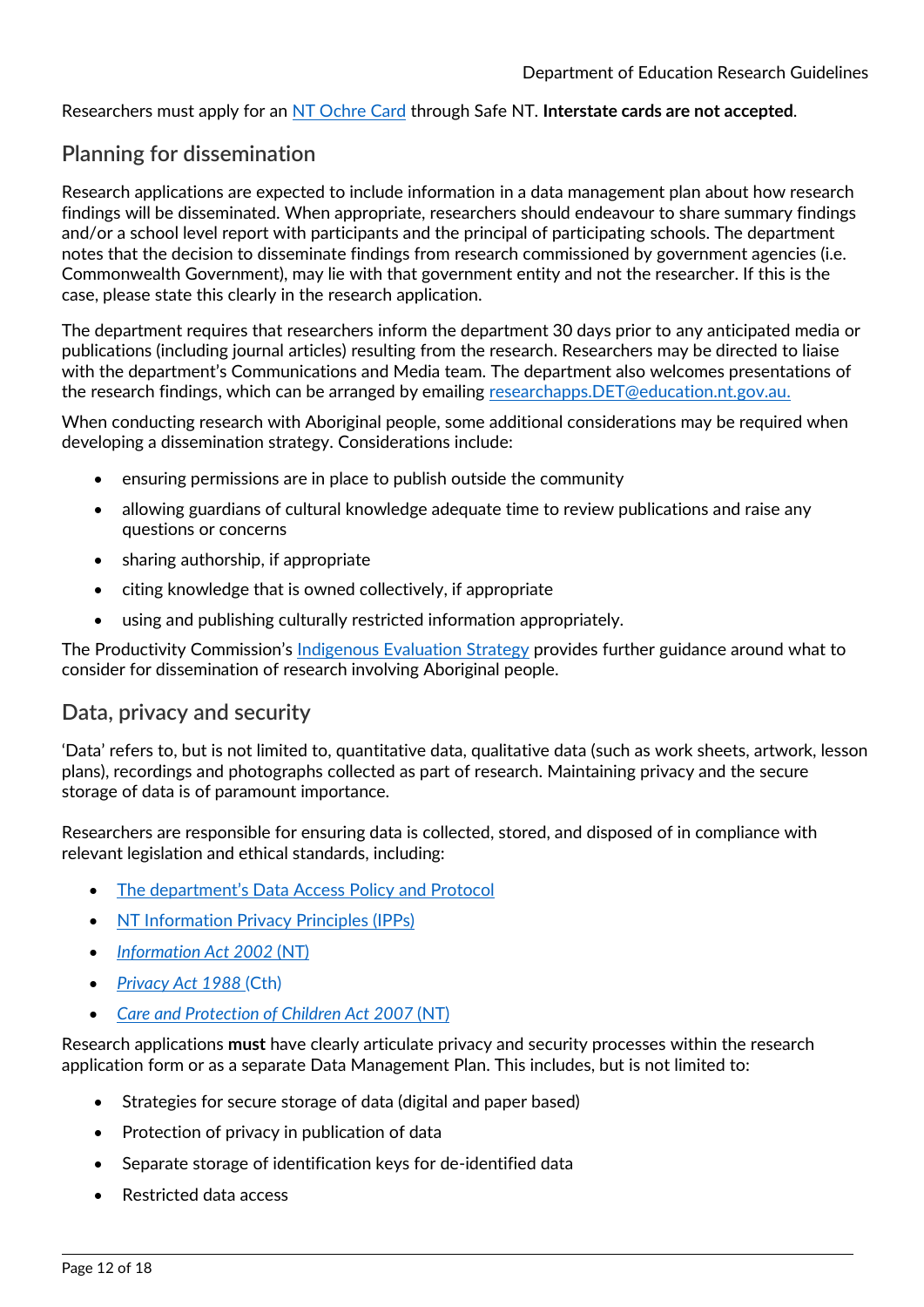Researchers must apply for an NT Ochre Card through Safe NT. **Interstate cards are not accepted**.

## Planning for dissemination

Research applications are expected to include information in a data management plan about how research findings will be disseminated. When appropriate, researchers should endeavour to share summary findings and/or a school level report with participants and the principal of participating schools. The department notes that the decision to disseminate findings from research commissioned by government agencies (i.e. Commonwealth Government), may lie with that government entity and not the researcher. If this is the case, please state this clearly in the research application.

The department requires that researchers inform the department 30 days prior to any anticipated media or publications (including journal articles) resulting from the research. Researchers may be directed to liaise with the department's Communications and Media team. The department also welcomes presentations of the research findings, which can be arranged by emailing researchapps.DET@education.nt.gov.au.

When conducting research with Aboriginal people, some additional considerations may be required when developing a dissemination strategy. Considerations include:

- ensuring permissions are in place to publish outside the community
- allowing guardians of cultural knowledge adequate time to review publications and raise any questions or concerns
- sharing authorship, if appropriate
- citing knowledge that is owned collectively, if appropriate
- using and publishing culturally restricted information appropriately.

The Productivity Commission's Indigenous Evaluation Strategy provides further guidance around what to consider for dissemination of research involving Aboriginal people.

## Data, privacy and security

'Data' refers to, but is not limited to, quantitative data, qualitative data (such as work sheets, artwork, lesson plans), recordings and photographs collected as part of research. Maintaining privacy and the secure storage of data is of paramount importance.

Researchers are responsible for ensuring data is collected, stored, and disposed of in compliance with relevant legislation and ethical standards, including:

- The department's Data Access Policy and Protocol
- NT Information Privacy Principles (IPPs)
- *Information Act 2002* (NT)
- *Privacy Act 1988* (Cth)
- *Care and Protection of Children Act 2007* (NT)

Research applications **must** have clearly articulate privacy and security processes within the research application form or as a separate Data Management Plan. This includes, but is not limited to:

- Strategies for secure storage of data (digital and paper based)
- Protection of privacy in publication of data
- Separate storage of identification keys for de-identified data
- Restricted data access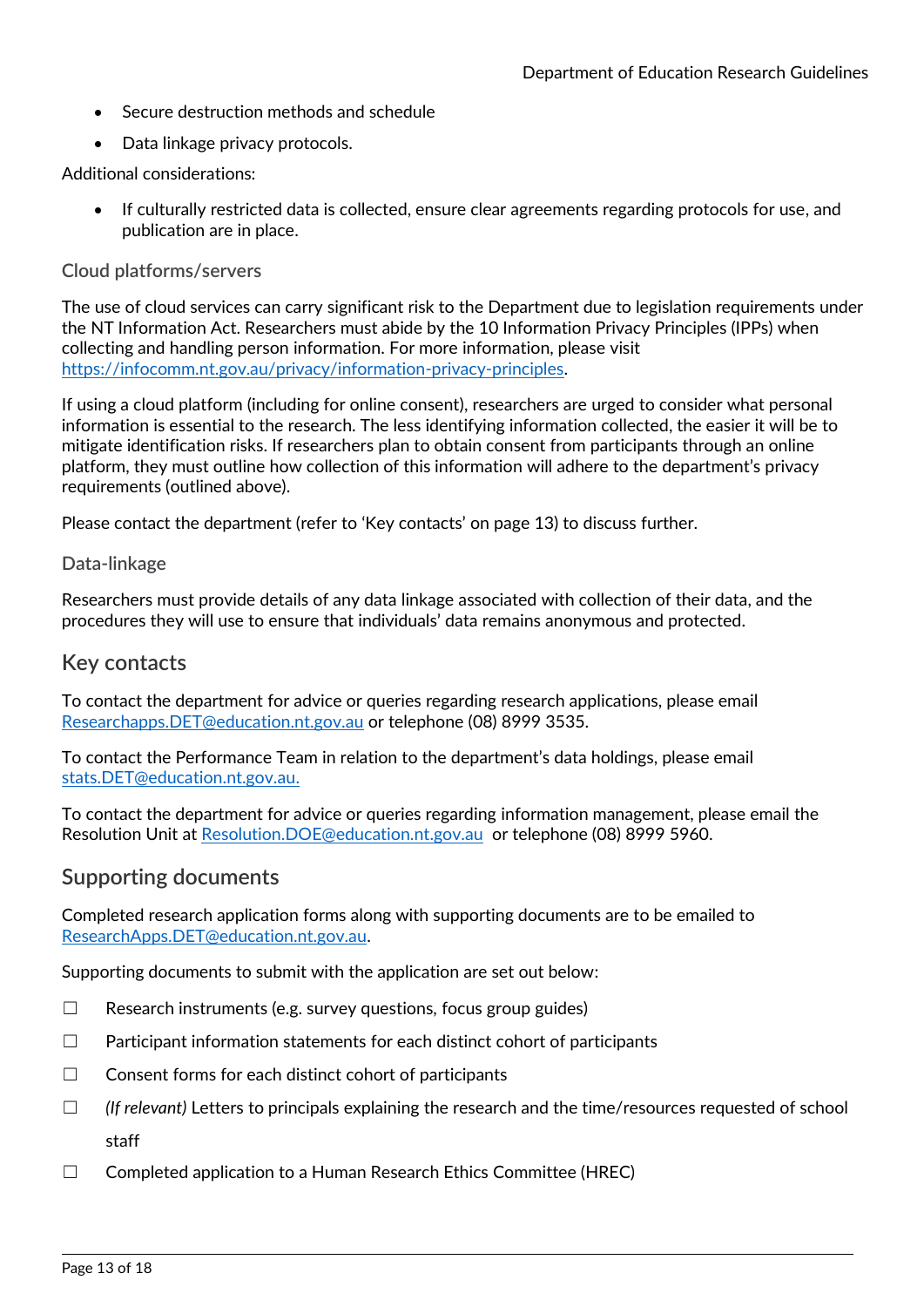- Secure destruction methods and schedule
- Data linkage privacy protocols.

Additional considerations:

- If culturally restricted data is collected, ensure clear agreements regarding protocols for use, and publication are in place.

### Cloud platforms/servers

The use of cloud services can carry significant risk to the Department due to legislation requirements under the NT Information Act. Researchers must abide by the 10 Information Privacy Principles (IPPs) when collecting and handling person information. For more information, please visit https://infocomm.nt.gov.au/privacy/information-privacy-principles.

If using a cloud platform (including for online consent), researchers are urged to consider what personal information is essential to the research. The less identifying information collected, the easier it will be to mitigate identification risks. If researchers plan to obtain consent from participants through an online platform, they must outline how collection of this information will adhere to the department's privacy requirements (outlined above).

Please contact the department (refer to 'Key contacts' on page 13) to discuss further.

### Data-linkage

Researchers must provide details of any data linkage associated with collection of their data, and the procedures they will use to ensure that individuals' data remains anonymous and protected.

## Key contacts

To contact the department for advice or queries regarding research applications, please email Researchapps.DET@education.nt.gov.au or telephone (08) 8999 3535.

To contact the Performance Team in relation to the department's data holdings, please email stats.DET@education.nt.gov.au.

To contact the department for advice or queries regarding information management, please email the Resolution Unit at Resolution.DOE@education.nt.gov.au or telephone (08) 8999 5960.

## Supporting documents

Completed research application forms along with supporting documents are to be emailed to ResearchApps.DET@education.nt.gov.au.

Supporting documents to submit with the application are set out below:

☐ Research instruments (e.g. survey questions, focus group guides)

☐ Participant information statements for each distinct cohort of participants

☐ Consent forms for each distinct cohort of participants

☐ *(If relevant)* Letters to principals explaining the research and the time/resources requested of school staff

☐ Completed application to a Human Research Ethics Committee (HREC)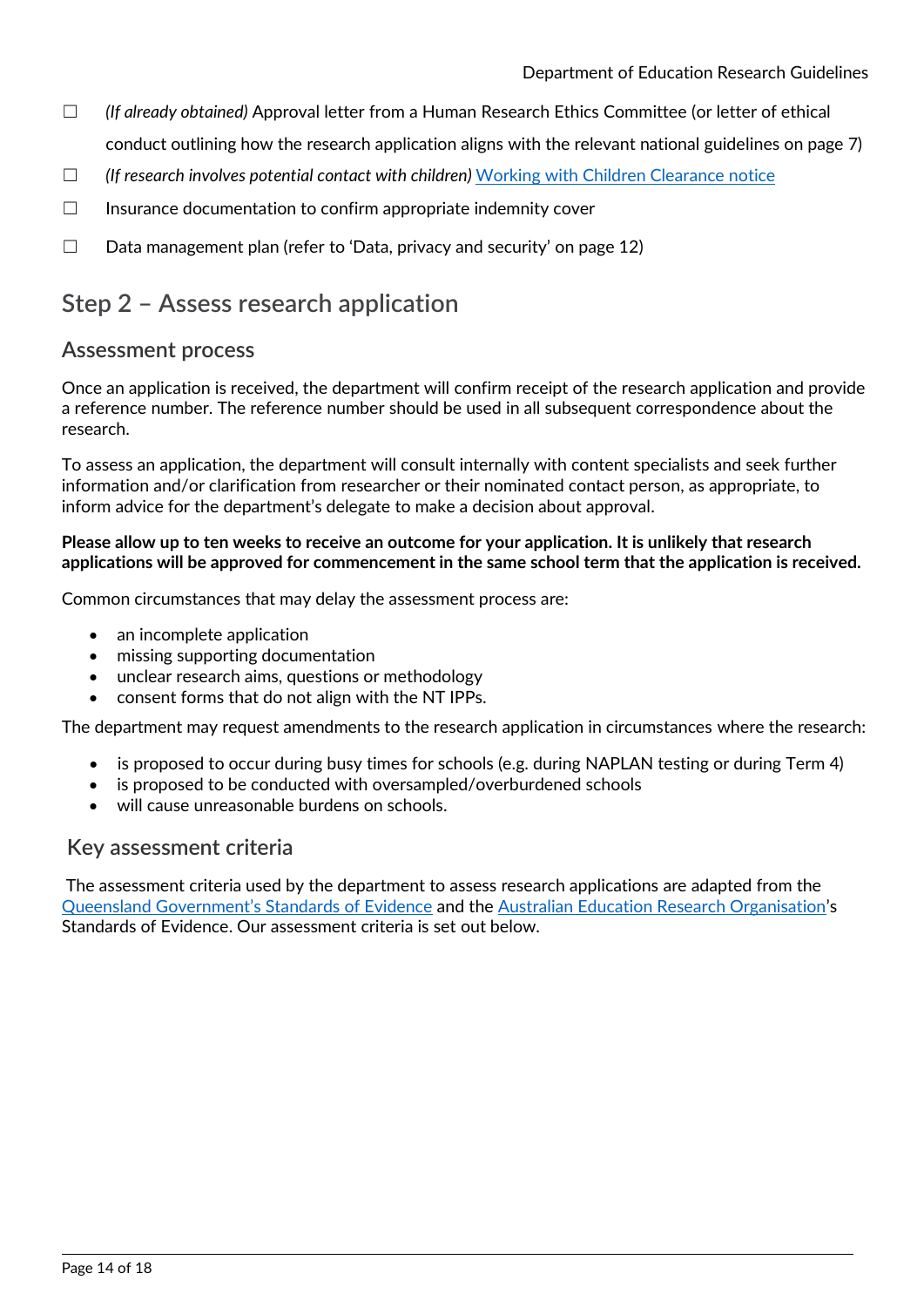☐ *(If already obtained)* Approval letter from a Human Research Ethics Committee (or letter of ethical conduct outlining how the research application aligns with the relevant national guidelines on page 7)

☐ *(If research involves potential contact with children)* Working with Children Clearance notice

☐ Insurance documentation to confirm appropriate indemnity cover

☐ Data management plan (refer to 'Data, privacy and security' on page 12)

## Step 2 – Assess research application

### Assessment process

Once an application is received, the department will confirm receipt of the research application and provide a reference number. The reference number should be used in all subsequent correspondence about the research.

To assess an application, the department will consult internally with content specialists and seek further information and/or clarification from researcher or their nominated contact person, as appropriate, to inform advice for the department's delegate to make a decision about approval.

**Please allow up to ten weeks to receive an outcome for your application. It is unlikely that research applications will be approved for commencement in the same school term that the application is received.**

Common circumstances that may delay the assessment process are:

- an incomplete application
- missing supporting documentation
- unclear research aims, questions or methodology
- consent forms that do not align with the NT IPPs.

The department may request amendments to the research application in circumstances where the research:

- is proposed to occur during busy times for schools (e.g. during NAPLAN testing or during Term 4)
- is proposed to be conducted with oversampled/overburdened schools
- will cause unreasonable burdens on schools.

### Key assessment criteria

The assessment criteria used by the department to assess research applications are adapted from the Queensland Government's Standards of Evidence and the Australian Education Research Organisation's Standards of Evidence. Our assessment criteria is set out below.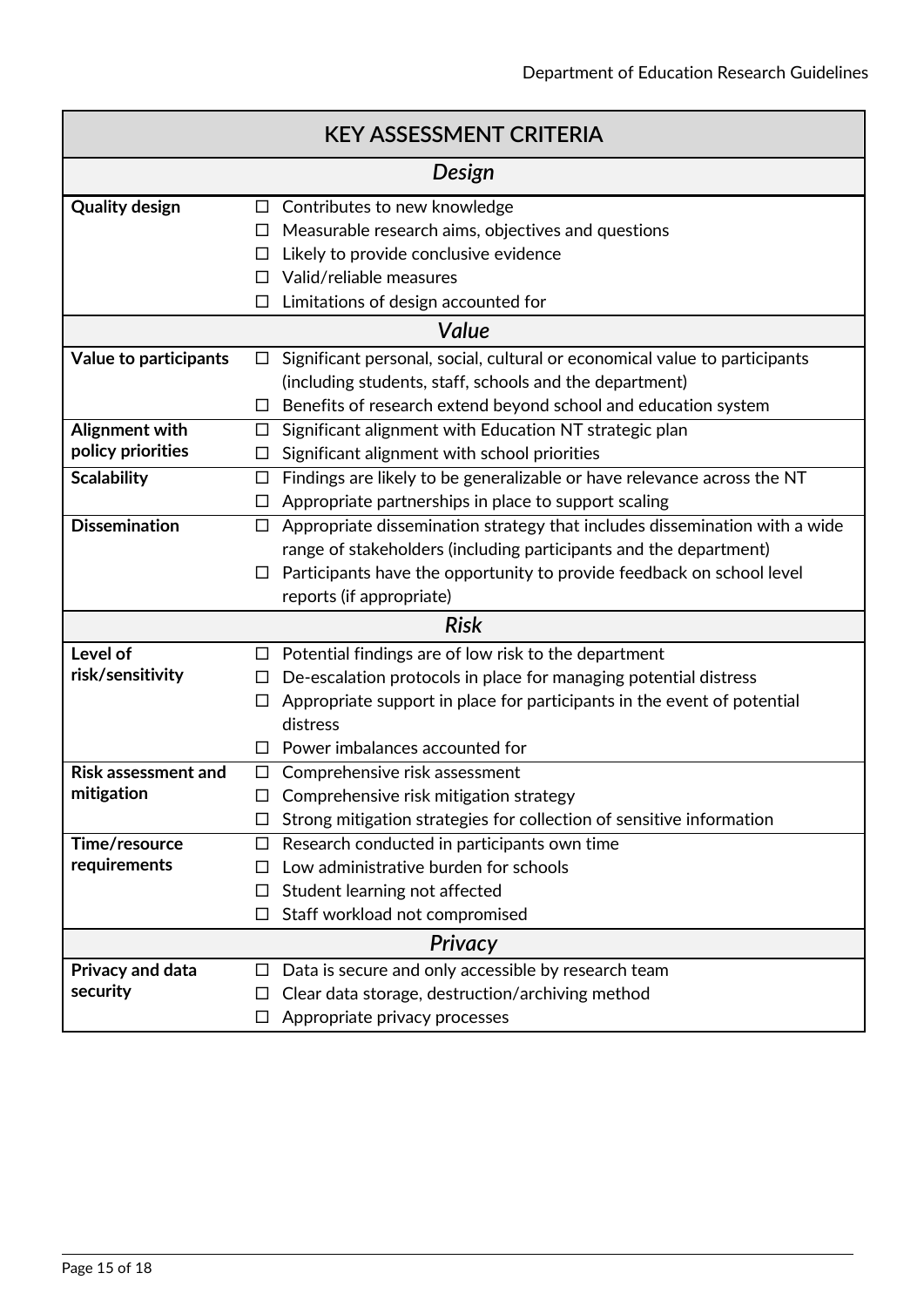| KEY ASSESSMENT CRITERIA | |
|---|---|
| ***Design*** | |
| **Quality design** | ☐ Contributes to new knowledge<br>☐ Measurable research aims, objectives and questions<br>☐ Likely to provide conclusive evidence<br>☐ Valid/reliable measures<br>☐ Limitations of design accounted for |
| ***Value*** | |
| **Value to participants** | ☐ Significant personal, social, cultural or economical value to participants (including students, staff, schools and the department)<br>☐ Benefits of research extend beyond school and education system |
| **Alignment with policy priorities** | ☐ Significant alignment with Education NT strategic plan<br>☐ Significant alignment with school priorities |
| **Scalability** | ☐ Findings are likely to be generalizable or have relevance across the NT<br>☐ Appropriate partnerships in place to support scaling |
| **Dissemination** | ☐ Appropriate dissemination strategy that includes dissemination with a wide range of stakeholders (including participants and the department)<br>☐ Participants have the opportunity to provide feedback on school level reports (if appropriate) |
| ***Risk*** | |
| **Level of risk/sensitivity** | ☐ Potential findings are of low risk to the department<br>☐ De-escalation protocols in place for managing potential distress<br>☐ Appropriate support in place for participants in the event of potential distress<br>☐ Power imbalances accounted for |
| **Risk assessment and mitigation** | ☐ Comprehensive risk assessment<br>☐ Comprehensive risk mitigation strategy<br>☐ Strong mitigation strategies for collection of sensitive information |
| **Time/resource requirements** | ☐ Research conducted in participants own time<br>☐ Low administrative burden for schools<br>☐ Student learning not affected<br>☐ Staff workload not compromised |
| ***Privacy*** | |
| **Privacy and data security** | ☐ Data is secure and only accessible by research team<br>☐ Clear data storage, destruction/archiving method<br>☐ Appropriate privacy processes |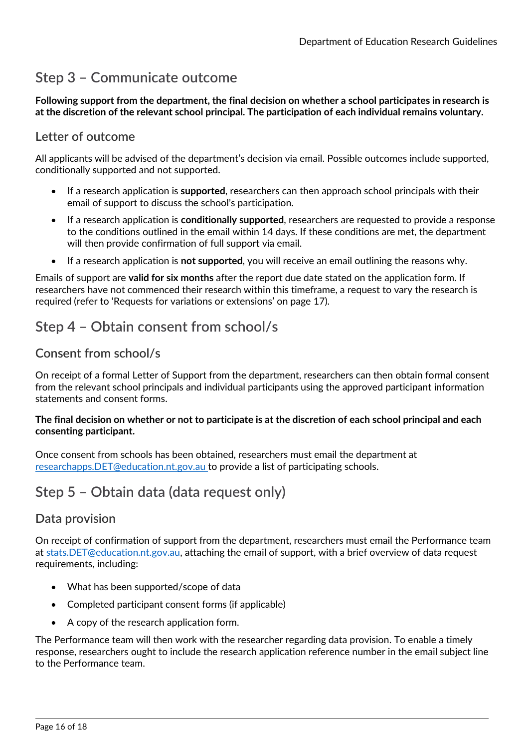## Step 3 – Communicate outcome

**Following support from the department, the final decision on whether a school participates in research is at the discretion of the relevant school principal. The participation of each individual remains voluntary.**

### Letter of outcome

All applicants will be advised of the department's decision via email. Possible outcomes include supported, conditionally supported and not supported.

- If a research application is **supported**, researchers can then approach school principals with their email of support to discuss the school's participation.
- If a research application is **conditionally supported**, researchers are requested to provide a response to the conditions outlined in the email within 14 days. If these conditions are met, the department will then provide confirmation of full support via email.
- If a research application is **not supported**, you will receive an email outlining the reasons why.

Emails of support are **valid for six months** after the report due date stated on the application form. If researchers have not commenced their research within this timeframe, a request to vary the research is required (refer to 'Requests for variations or extensions' on page 17).

## Step 4 – Obtain consent from school/s

### Consent from school/s

On receipt of a formal Letter of Support from the department, researchers can then obtain formal consent from the relevant school principals and individual participants using the approved participant information statements and consent forms.

**The final decision on whether or not to participate is at the discretion of each school principal and each consenting participant.**

Once consent from schools has been obtained, researchers must email the department at [researchapps.DET@education.nt.gov.au](mailto:researchapps.DET@education.nt.gov.au) to provide a list of participating schools.

## Step 5 – Obtain data (data request only)

### Data provision

On receipt of confirmation of support from the department, researchers must email the Performance team at [stats.DET@education.nt.gov.au](mailto:stats.DET@education.nt.gov.au), attaching the email of support, with a brief overview of data request requirements, including:

- What has been supported/scope of data
- Completed participant consent forms (if applicable)
- A copy of the research application form.

The Performance team will then work with the researcher regarding data provision. To enable a timely response, researchers ought to include the research application reference number in the email subject line to the Performance team.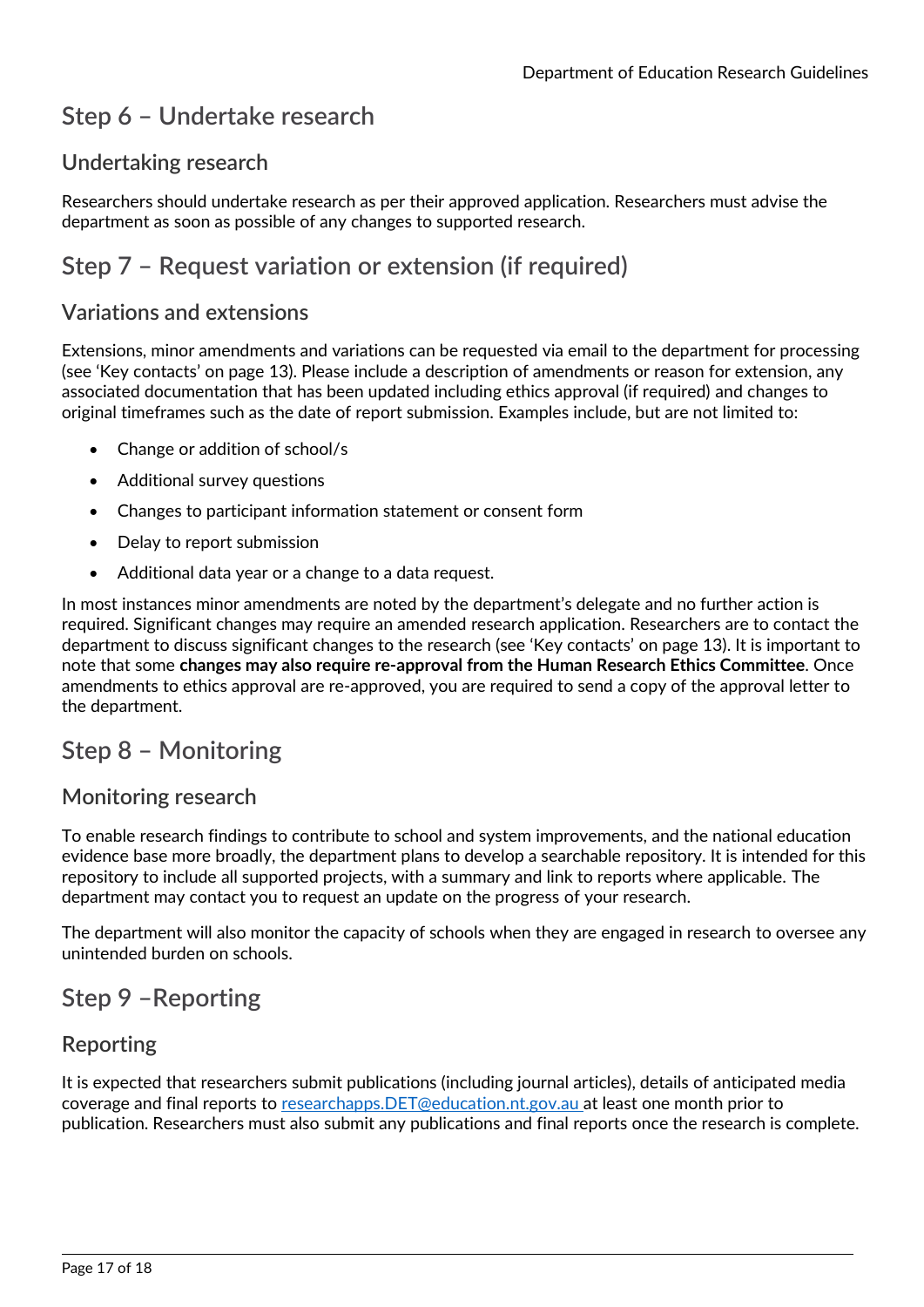## Step 6 – Undertake research

### Undertaking research

Researchers should undertake research as per their approved application. Researchers must advise the department as soon as possible of any changes to supported research.

## Step 7 – Request variation or extension (if required)

### Variations and extensions

Extensions, minor amendments and variations can be requested via email to the department for processing (see 'Key contacts' on page 13). Please include a description of amendments or reason for extension, any associated documentation that has been updated including ethics approval (if required) and changes to original timeframes such as the date of report submission. Examples include, but are not limited to:

- Change or addition of school/s
- Additional survey questions
- Changes to participant information statement or consent form
- Delay to report submission
- Additional data year or a change to a data request.

In most instances minor amendments are noted by the department's delegate and no further action is required. Significant changes may require an amended research application. Researchers are to contact the department to discuss significant changes to the research (see 'Key contacts' on page 13). It is important to note that some **changes may also require re-approval from the Human Research Ethics Committee**. Once amendments to ethics approval are re-approved, you are required to send a copy of the approval letter to the department.

## Step 8 – Monitoring

### Monitoring research

To enable research findings to contribute to school and system improvements, and the national education evidence base more broadly, the department plans to develop a searchable repository. It is intended for this repository to include all supported projects, with a summary and link to reports where applicable. The department may contact you to request an update on the progress of your research.

The department will also monitor the capacity of schools when they are engaged in research to oversee any unintended burden on schools.

## Step 9 –Reporting

### Reporting

It is expected that researchers submit publications (including journal articles), details of anticipated media coverage and final reports to [researchapps.DET@education.nt.gov.au](mailto:researchapps.DET@education.nt.gov.au) at least one month prior to publication. Researchers must also submit any publications and final reports once the research is complete.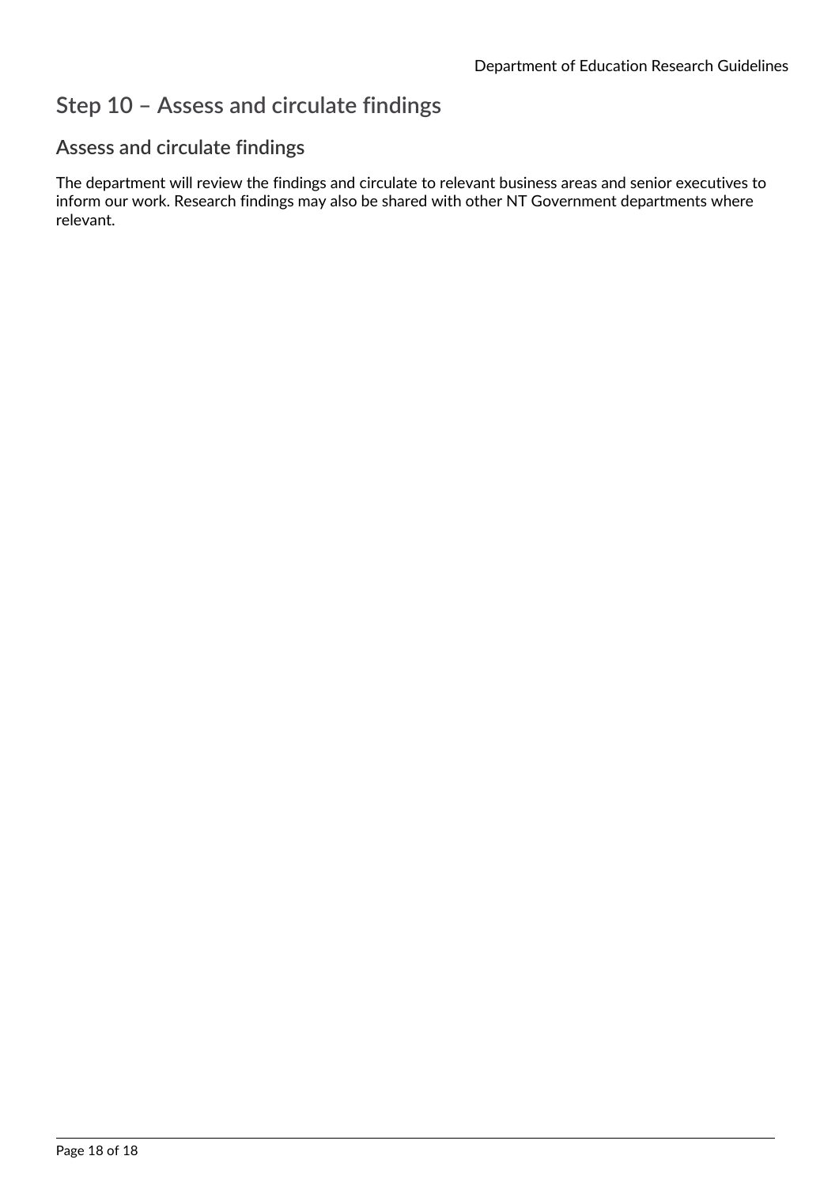## Step 10 – Assess and circulate findings

### Assess and circulate findings

The department will review the findings and circulate to relevant business areas and senior executives to inform our work. Research findings may also be shared with other NT Government departments where relevant.